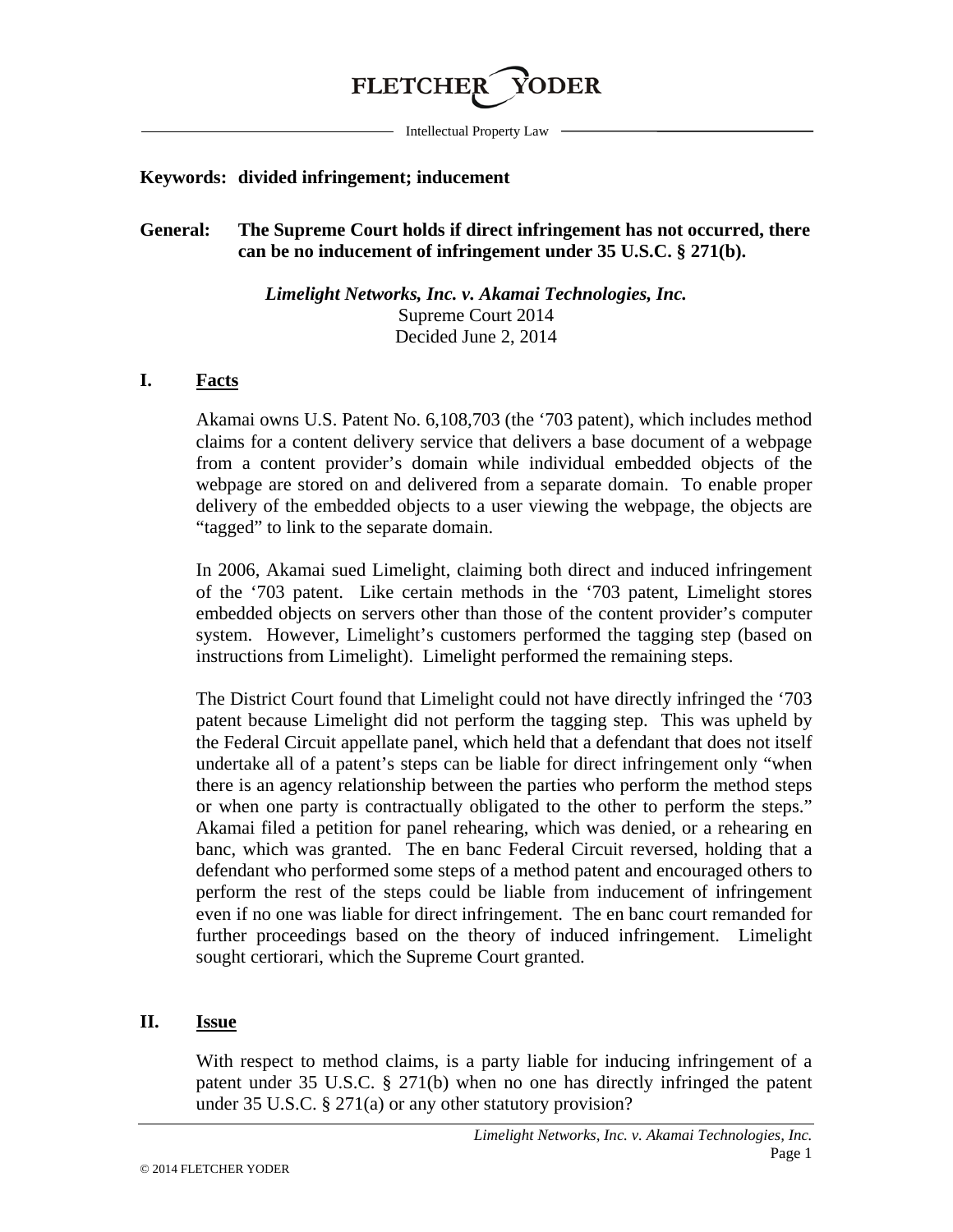# FLETCHER YODER

Intellectual Property Law

**Keywords: divided infringement; inducement**

**General: The Supreme Court holds if direct infringement has not occurred, there can be no inducement of infringement under 35 U.S.C. § 271(b).**

***Limelight Networks, Inc. v. Akamai Technologies, Inc.***
Supreme Court 2014
Decided June 2, 2014

## I. Facts

Akamai owns U.S. Patent No. 6,108,703 (the '703 patent), which includes method claims for a content delivery service that delivers a base document of a webpage from a content provider's domain while individual embedded objects of the webpage are stored on and delivered from a separate domain. To enable proper delivery of the embedded objects to a user viewing the webpage, the objects are "tagged" to link to the separate domain.

In 2006, Akamai sued Limelight, claiming both direct and induced infringement of the '703 patent. Like certain methods in the '703 patent, Limelight stores embedded objects on servers other than those of the content provider's computer system. However, Limelight's customers performed the tagging step (based on instructions from Limelight). Limelight performed the remaining steps.

The District Court found that Limelight could not have directly infringed the '703 patent because Limelight did not perform the tagging step. This was upheld by the Federal Circuit appellate panel, which held that a defendant that does not itself undertake all of a patent's steps can be liable for direct infringement only "when there is an agency relationship between the parties who perform the method steps or when one party is contractually obligated to the other to perform the steps." Akamai filed a petition for panel rehearing, which was denied, or a rehearing en banc, which was granted. The en banc Federal Circuit reversed, holding that a defendant who performed some steps of a method patent and encouraged others to perform the rest of the steps could be liable from inducement of infringement even if no one was liable for direct infringement. The en banc court remanded for further proceedings based on the theory of induced infringement. Limelight sought certiorari, which the Supreme Court granted.

## II. Issue

With respect to method claims, is a party liable for inducing infringement of a patent under 35 U.S.C. § 271(b) when no one has directly infringed the patent under 35 U.S.C. § 271(a) or any other statutory provision?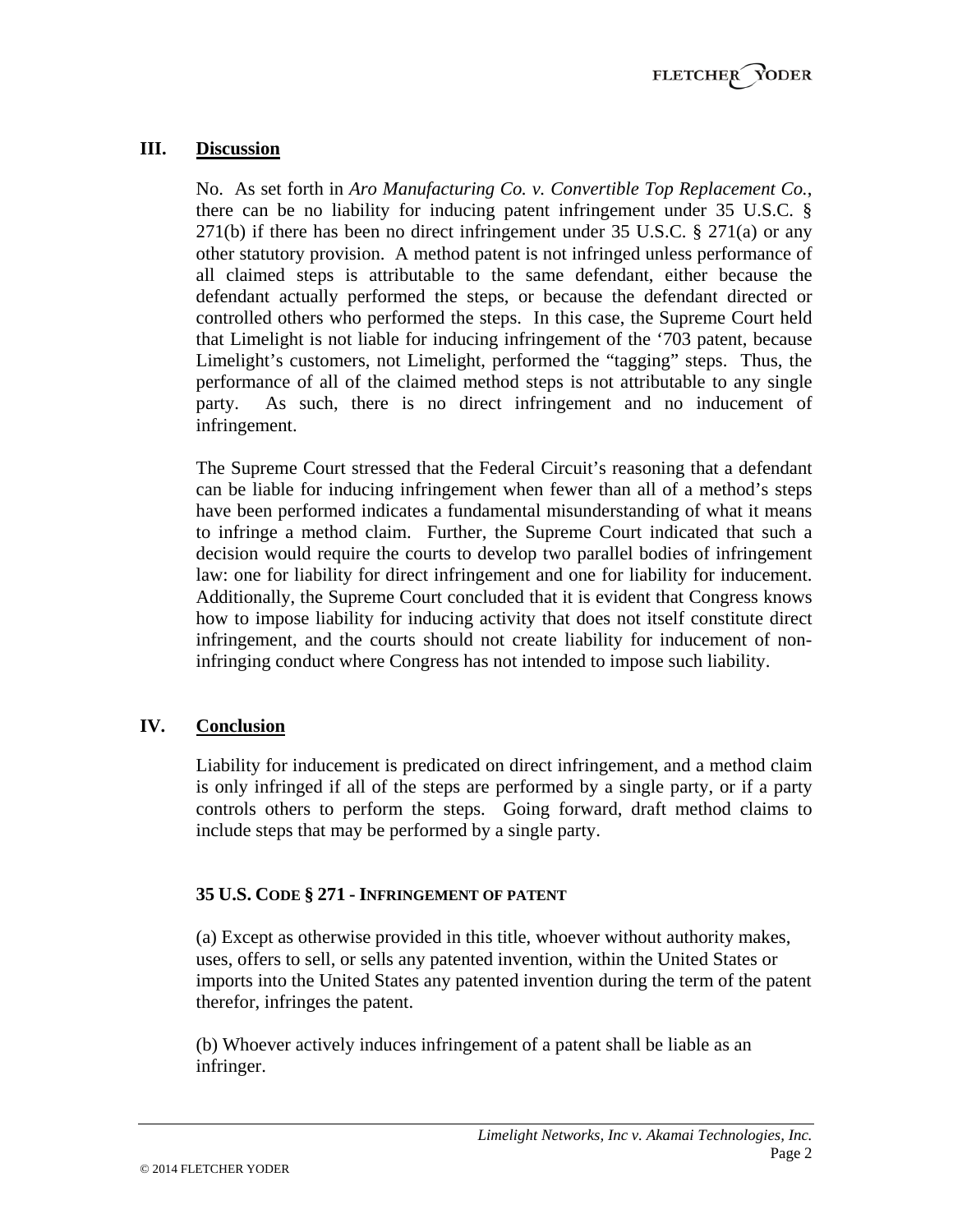## III. Discussion

No. As set forth in *Aro Manufacturing Co. v. Convertible Top Replacement Co.*, there can be no liability for inducing patent infringement under 35 U.S.C. § 271(b) if there has been no direct infringement under 35 U.S.C. § 271(a) or any other statutory provision. A method patent is not infringed unless performance of all claimed steps is attributable to the same defendant, either because the defendant actually performed the steps, or because the defendant directed or controlled others who performed the steps. In this case, the Supreme Court held that Limelight is not liable for inducing infringement of the '703 patent, because Limelight's customers, not Limelight, performed the "tagging" steps. Thus, the performance of all of the claimed method steps is not attributable to any single party. As such, there is no direct infringement and no inducement of infringement.

The Supreme Court stressed that the Federal Circuit's reasoning that a defendant can be liable for inducing infringement when fewer than all of a method's steps have been performed indicates a fundamental misunderstanding of what it means to infringe a method claim. Further, the Supreme Court indicated that such a decision would require the courts to develop two parallel bodies of infringement law: one for liability for direct infringement and one for liability for inducement. Additionally, the Supreme Court concluded that it is evident that Congress knows how to impose liability for inducing activity that does not itself constitute direct infringement, and the courts should not create liability for inducement of non-infringing conduct where Congress has not intended to impose such liability.

## IV. Conclusion

Liability for inducement is predicated on direct infringement, and a method claim is only infringed if all of the steps are performed by a single party, or if a party controls others to perform the steps. Going forward, draft method claims to include steps that may be performed by a single party.

### 35 U.S. CODE § 271 - INFRINGEMENT OF PATENT

(a) Except as otherwise provided in this title, whoever without authority makes, uses, offers to sell, or sells any patented invention, within the United States or imports into the United States any patented invention during the term of the patent therefor, infringes the patent.

(b) Whoever actively induces infringement of a patent shall be liable as an infringer.